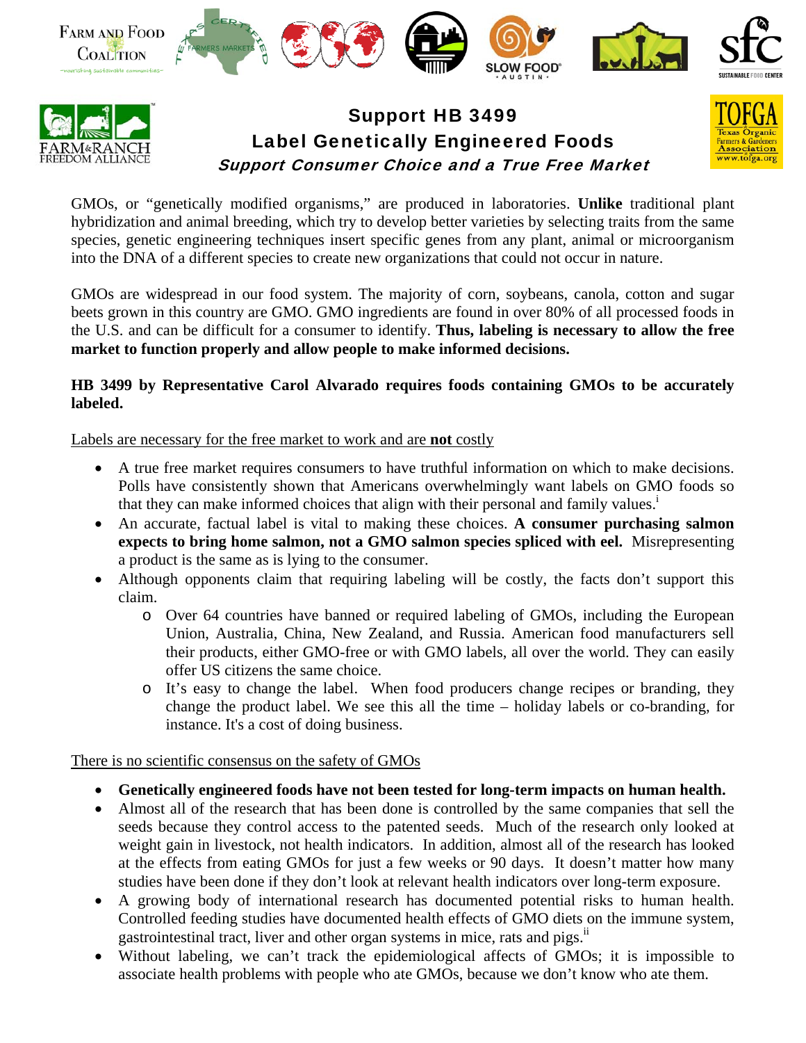# Support HB 3499
## Label Genetically Engineered Foods
### *Support Consumer Choice and a True Free Market*

GMOs, or "genetically modified organisms," are produced in laboratories. **Unlike** traditional plant hybridization and animal breeding, which try to develop better varieties by selecting traits from the same species, genetic engineering techniques insert specific genes from any plant, animal or microorganism into the DNA of a different species to create new organizations that could not occur in nature.

GMOs are widespread in our food system. The majority of corn, soybeans, canola, cotton and sugar beets grown in this country are GMO. GMO ingredients are found in over 80% of all processed foods in the U.S. and can be difficult for a consumer to identify. **Thus, labeling is necessary to allow the free market to function properly and allow people to make informed decisions.**

**HB 3499 by Representative Carol Alvarado requires foods containing GMOs to be accurately labeled.**

<u>Labels are necessary for the free market to work and are **not** costly</u>

- A true free market requires consumers to have truthful information on which to make decisions. Polls have consistently shown that Americans overwhelmingly want labels on GMO foods so that they can make informed choices that align with their personal and family values.[i]
- An accurate, factual label is vital to making these choices. **A consumer purchasing salmon expects to bring home salmon, not a GMO salmon species spliced with eel.** Misrepresenting a product is the same as is lying to the consumer.
- Although opponents claim that requiring labeling will be costly, the facts don't support this claim.
  - Over 64 countries have banned or required labeling of GMOs, including the European Union, Australia, China, New Zealand, and Russia. American food manufacturers sell their products, either GMO-free or with GMO labels, all over the world. They can easily offer US citizens the same choice.
  - It's easy to change the label. When food producers change recipes or branding, they change the product label. We see this all the time – holiday labels or co-branding, for instance. It's a cost of doing business.

<u>There is no scientific consensus on the safety of GMOs</u>

- **Genetically engineered foods have not been tested for long-term impacts on human health.**
- Almost all of the research that has been done is controlled by the same companies that sell the seeds because they control access to the patented seeds. Much of the research only looked at weight gain in livestock, not health indicators. In addition, almost all of the research has looked at the effects from eating GMOs for just a few weeks or 90 days. It doesn't matter how many studies have been done if they don't look at relevant health indicators over long-term exposure.
- A growing body of international research has documented potential risks to human health. Controlled feeding studies have documented health effects of GMO diets on the immune system, gastrointestinal tract, liver and other organ systems in mice, rats and pigs.[ii]
- Without labeling, we can't track the epidemiological affects of GMOs; it is impossible to associate health problems with people who ate GMOs, because we don't know who ate them.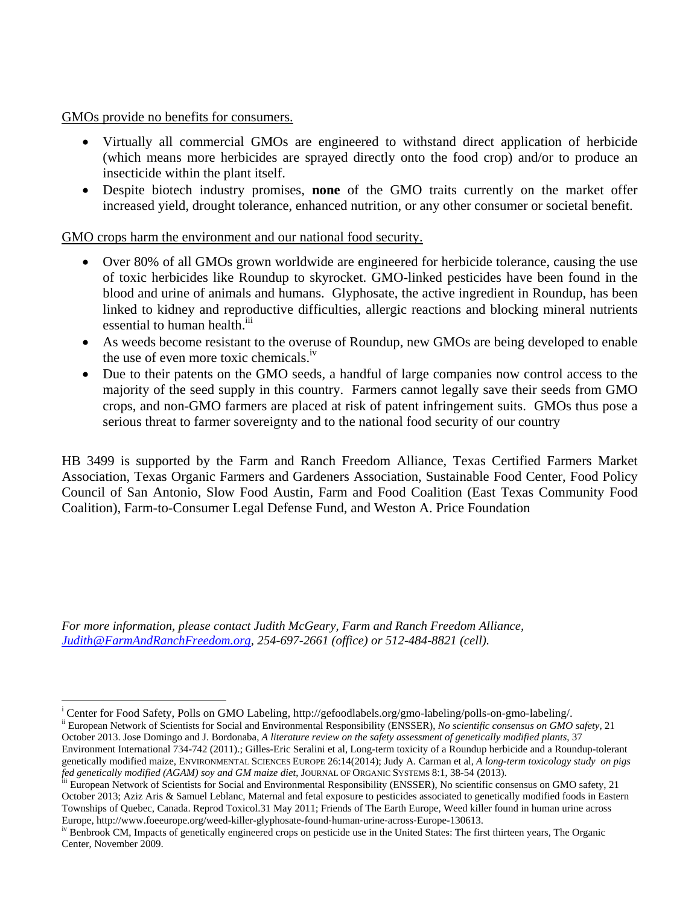GMOs provide no benefits for consumers.

- Virtually all commercial GMOs are engineered to withstand direct application of herbicide (which means more herbicides are sprayed directly onto the food crop) and/or to produce an insecticide within the plant itself.
- Despite biotech industry promises, **none** of the GMO traits currently on the market offer increased yield, drought tolerance, enhanced nutrition, or any other consumer or societal benefit.

GMO crops harm the environment and our national food security.

- Over 80% of all GMOs grown worldwide are engineered for herbicide tolerance, causing the use of toxic herbicides like Roundup to skyrocket. GMO-linked pesticides have been found in the blood and urine of animals and humans. Glyphosate, the active ingredient in Roundup, has been linked to kidney and reproductive difficulties, allergic reactions and blocking mineral nutrients essential to human health.[iii]
- As weeds become resistant to the overuse of Roundup, new GMOs are being developed to enable the use of even more toxic chemicals.[iv]
- Due to their patents on the GMO seeds, a handful of large companies now control access to the majority of the seed supply in this country. Farmers cannot legally save their seeds from GMO crops, and non-GMO farmers are placed at risk of patent infringement suits. GMOs thus pose a serious threat to farmer sovereignty and to the national food security of our country

HB 3499 is supported by the Farm and Ranch Freedom Alliance, Texas Certified Farmers Market Association, Texas Organic Farmers and Gardeners Association, Sustainable Food Center, Food Policy Council of San Antonio, Slow Food Austin, Farm and Food Coalition (East Texas Community Food Coalition), Farm-to-Consumer Legal Defense Fund, and Weston A. Price Foundation

*For more information, please contact Judith McGeary, Farm and Ranch Freedom Alliance, Judith@FarmAndRanchFreedom.org, 254-697-2661 (office) or 512-484-8821 (cell).*

---

[i] Center for Food Safety, Polls on GMO Labeling, http://gefoodlabels.org/gmo-labeling/polls-on-gmo-labeling/.

[ii] European Network of Scientists for Social and Environmental Responsibility (ENSSER), *No scientific consensus on GMO safety*, 21 October 2013. Jose Domingo and J. Bordonaba, *A literature review on the safety assessment of genetically modified plants*, 37 Environment International 734-742 (2011).; Gilles-Eric Seralini et al, Long-term toxicity of a Roundup herbicide and a Roundup-tolerant genetically modified maize, ENVIRONMENTAL SCIENCES EUROPE 26:14(2014); Judy A. Carman et al, *A long-term toxicology study on pigs fed genetically modified (AGAM) soy and GM maize diet*, JOURNAL OF ORGANIC SYSTEMS 8:1, 38-54 (2013).

[iii] European Network of Scientists for Social and Environmental Responsibility (ENSSER), No scientific consensus on GMO safety, 21 October 2013; Aziz Aris & Samuel Leblanc, Maternal and fetal exposure to pesticides associated to genetically modified foods in Eastern Townships of Quebec, Canada. Reprod Toxicol.31 May 2011; Friends of The Earth Europe, Weed killer found in human urine across Europe, http://www.foeeurope.org/weed-killer-glyphosate-found-human-urine-across-Europe-130613.

[iv] Benbrook CM, Impacts of genetically engineered crops on pesticide use in the United States: The first thirteen years, The Organic Center, November 2009.